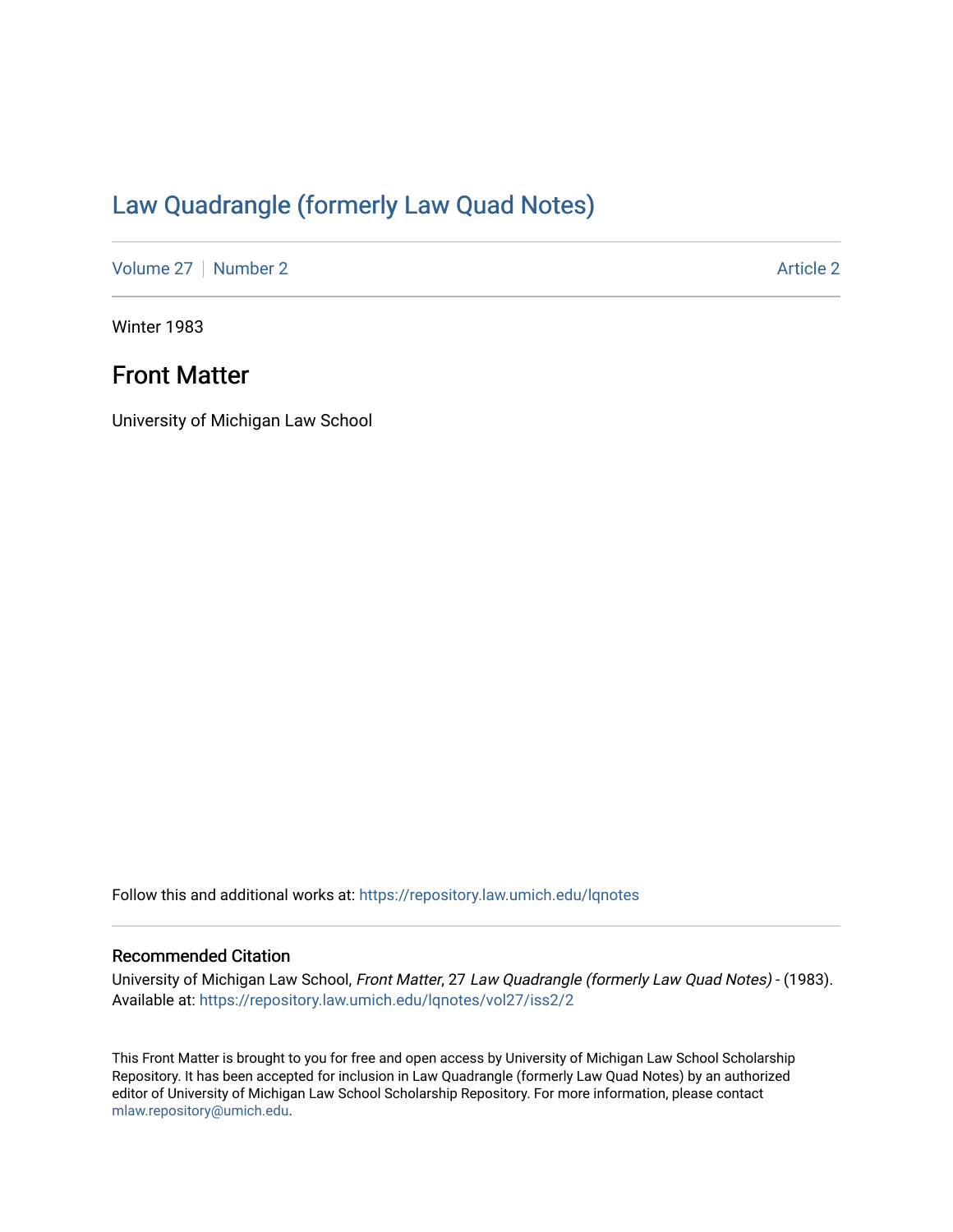# Law Quadrangle (formerly Law Quad Notes)

Volume 27 | Number 2 Article 2

Winter 1983

## Front Matter

University of Michigan Law School

Follow this and additional works at: https://repository.law.umich.edu/lqnotes

### Recommended Citation

University of Michigan Law School, *Front Matter*, 27 *Law Quadrangle (formerly Law Quad Notes)* - (1983). Available at: https://repository.law.umich.edu/lqnotes/vol27/iss2/2

This Front Matter is brought to you for free and open access by University of Michigan Law School Scholarship Repository. It has been accepted for inclusion in Law Quadrangle (formerly Law Quad Notes) by an authorized editor of University of Michigan Law School Scholarship Repository. For more information, please contact mlaw.repository@umich.edu.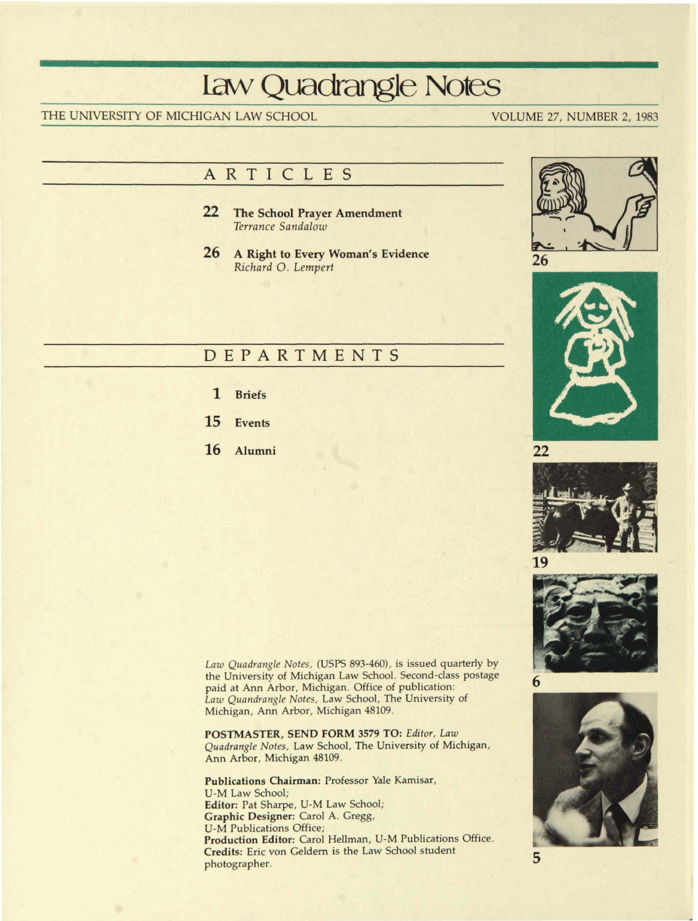# Law Quadrangle Notes

THE UNIVERSITY OF MICHIGAN LAW SCHOOL — VOLUME 27, NUMBER 2, 1983

## ARTICLES

**22** **The School Prayer Amendment**
*Terrance Sandalow*

**26** **A Right to Every Woman's Evidence**
*Richard O. Lempert*

## DEPARTMENTS

**1** **Briefs**

**15** **Events**

**16** **Alumni**

26

22

19

6

5

*Law Quadrangle Notes,* (USPS 893-460), is issued quarterly by the University of Michigan Law School. Second-class postage paid at Ann Arbor, Michigan. Office of publication: *Law Quandrangle Notes,* Law School, The University of Michigan, Ann Arbor, Michigan 48109.

**POSTMASTER, SEND FORM 3579 TO:** *Editor, Law Quadrangle Notes,* Law School, The University of Michigan, Ann Arbor, Michigan 48109.

**Publications Chairman:** Professor Yale Kamisar, U-M Law School;
**Editor:** Pat Sharpe, U-M Law School;
**Graphic Designer:** Carol A. Gregg, U-M Publications Office;
**Production Editor:** Carol Hellman, U-M Publications Office.
**Credits:** Eric von Geldern is the Law School student photographer.